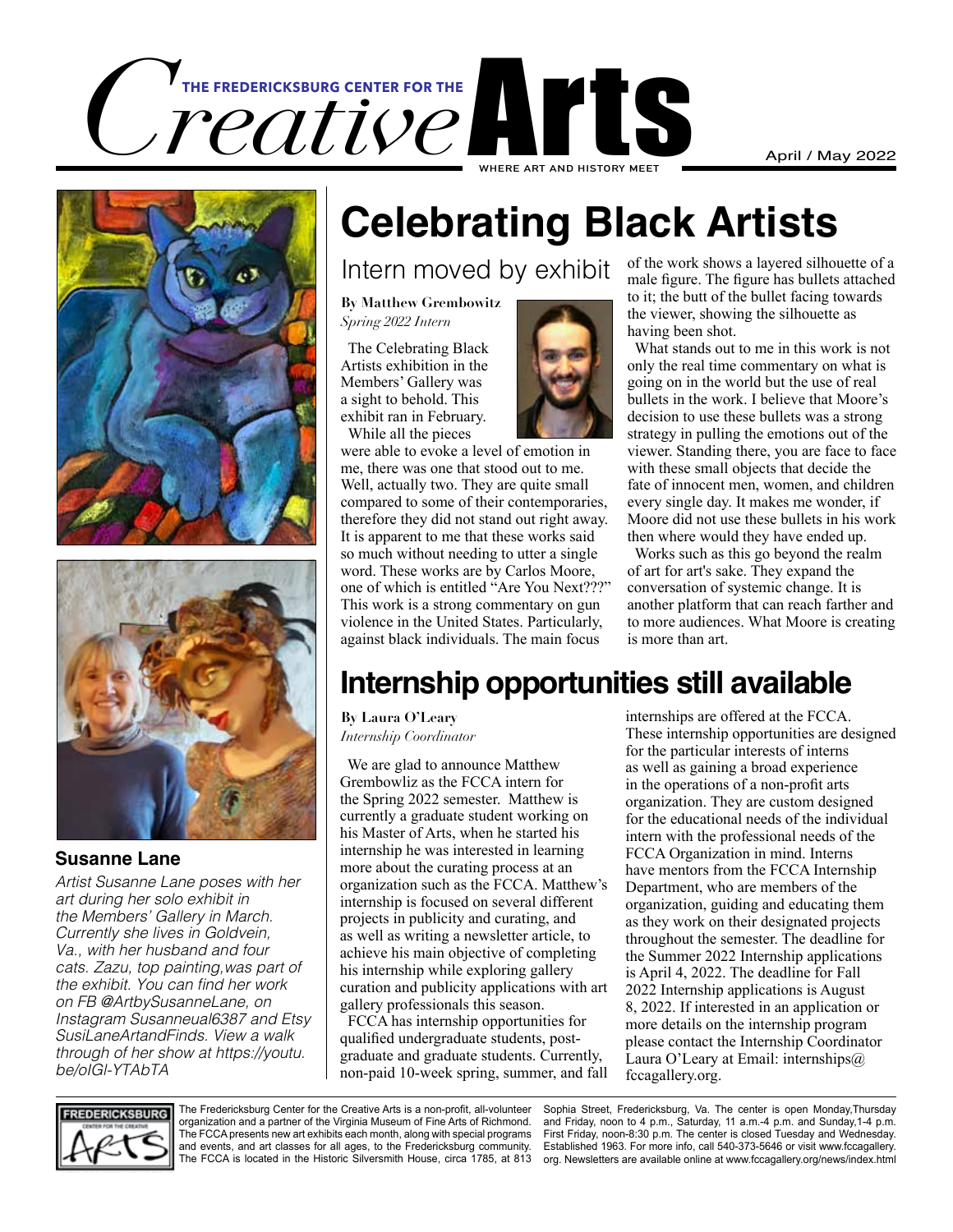# The Fredericksburg Center for the Creative Arts

WHERE ART AND HISTORY MEET

April / May 2022

**Susanne Lane**

*Artist Susanne Lane poses with her art during her solo exhibit in the Members' Gallery in March. Currently she lives in Goldvein, Va., with her husband and four cats. Zazu, top painting,was part of the exhibit. You can find her work on FB @ArtbySusanneLane, on Instagram Susanneual6387 and Etsy SusiLaneArtandFinds. View a walk through of her show at https://youtu.be/oIGl-YTAbTA*

## Celebrating Black Artists

### Intern moved by exhibit

**By Matthew Grembowitz**
*Spring 2022 Intern*

The Celebrating Black Artists exhibition in the Members' Gallery was a sight to behold. This exhibit ran in February.

While all the pieces were able to evoke a level of emotion in me, there was one that stood out to me. Well, actually two. They are quite small compared to some of their contemporaries, therefore they did not stand out right away. It is apparent to me that these works said so much without needing to utter a single word. These works are by Carlos Moore, one of which is entitled "Are You Next???" This work is a strong commentary on gun violence in the United States. Particularly, against black individuals. The main focus of the work shows a layered silhouette of a male figure. The figure has bullets attached to it; the butt of the bullet facing towards the viewer, showing the silhouette as having been shot.

What stands out to me in this work is not only the real time commentary on what is going on in the world but the use of real bullets in the work. I believe that Moore's decision to use these bullets was a strong strategy in pulling the emotions out of the viewer. Standing there, you are face to face with these small objects that decide the fate of innocent men, women, and children every single day. It makes me wonder, if Moore did not use these bullets in his work then where would they have ended up.

Works such as this go beyond the realm of art for art's sake. They expand the conversation of systemic change. It is another platform that can reach farther and to more audiences. What Moore is creating is more than art.

## Internship opportunities still available

**By Laura O'Leary**
*Internship Coordinator*

We are glad to announce Matthew Grembowliz as the FCCA intern for the Spring 2022 semester. Matthew is currently a graduate student working on his Master of Arts, when he started his internship he was interested in learning more about the curating process at an organization such as the FCCA. Matthew's internship is focused on several different projects in publicity and curating, and as well as writing a newsletter article, to achieve his main objective of completing his internship while exploring gallery curation and publicity applications with art gallery professionals this season.

FCCA has internship opportunities for qualified undergraduate students, post-graduate and graduate students. Currently, non-paid 10-week spring, summer, and fall internships are offered at the FCCA. These internship opportunities are designed for the particular interests of interns as well as gaining a broad experience in the operations of a non-profit arts organization. They are custom designed for the educational needs of the individual intern with the professional needs of the FCCA Organization in mind. Interns have mentors from the FCCA Internship Department, who are members of the organization, guiding and educating them as they work on their designated projects throughout the semester. The deadline for the Summer 2022 Internship applications is April 4, 2022. The deadline for Fall 2022 Internship applications is August 8, 2022. If interested in an application or more details on the internship program please contact the Internship Coordinator Laura O'Leary at Email: internships@fccagallery.org.

---

The Fredericksburg Center for the Creative Arts is a non-profit, all-volunteer organization and a partner of the Virginia Museum of Fine Arts of Richmond. The FCCA presents new art exhibits each month, along with special programs and events, and art classes for all ages, to the Fredericksburg community. The FCCA is located in the Historic Silversmith House, circa 1785, at 813 Sophia Street, Fredericksburg, Va. The center is open Monday,Thursday and Friday, noon to 4 p.m., Saturday, 11 a.m.-4 p.m. and Sunday,1-4 p.m. First Friday, noon-8:30 p.m. The center is closed Tuesday and Wednesday. Established 1963. For more info, call 540-373-5646 or visit www.fccagallery.org. Newsletters are available online at www.fccagallery.org/news/index.html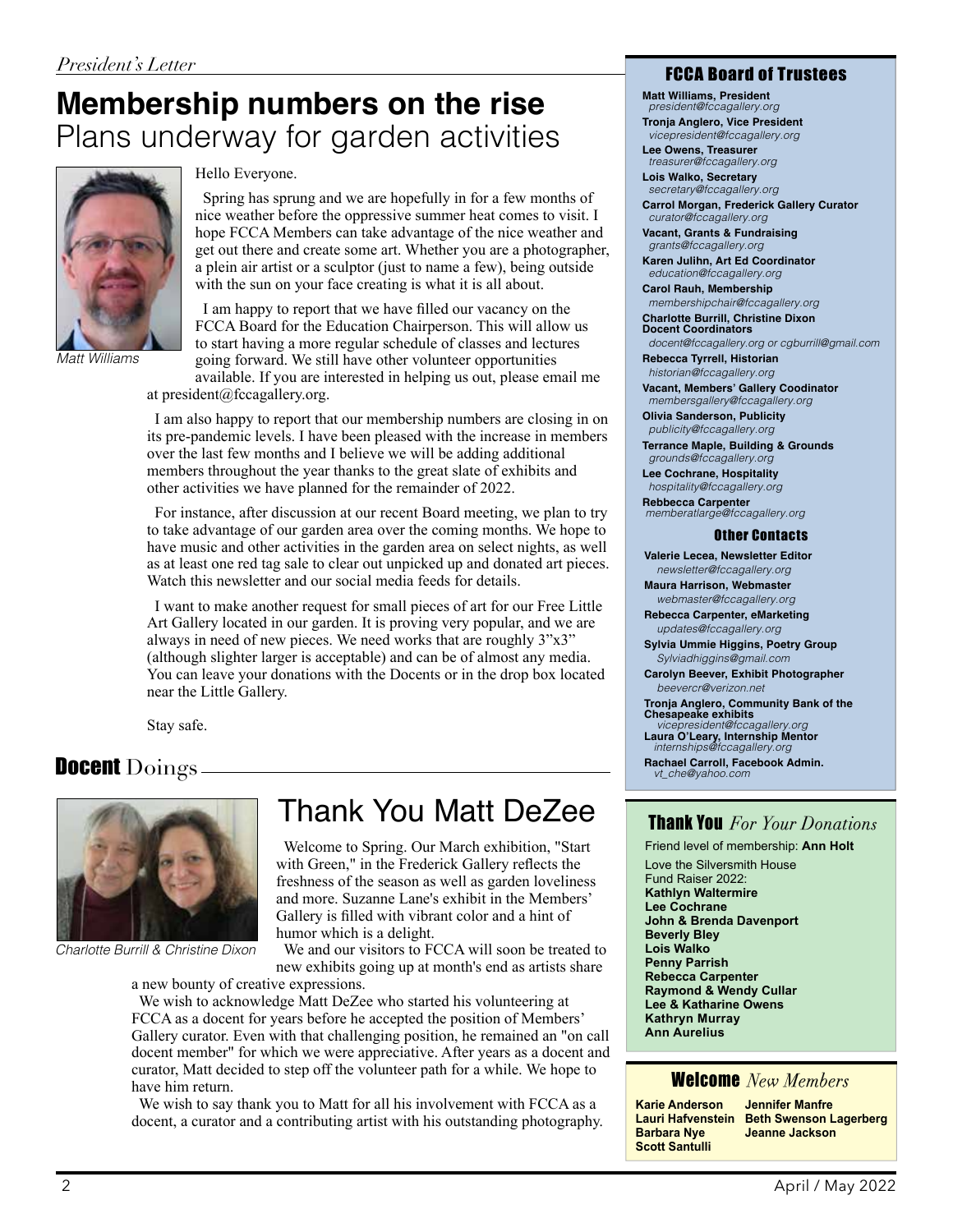*President's Letter*

# Membership numbers on the rise

## Plans underway for garden activities

Matt Williams

Hello Everyone.

Spring has sprung and we are hopefully in for a few months of nice weather before the oppressive summer heat comes to visit. I hope FCCA Members can take advantage of the nice weather and get out there and create some art. Whether you are a photographer, a plein air artist or a sculptor (just to name a few), being outside with the sun on your face creating is what it is all about.

I am happy to report that we have filled our vacancy on the FCCA Board for the Education Chairperson. This will allow us to start having a more regular schedule of classes and lectures going forward. We still have other volunteer opportunities available. If you are interested in helping us out, please email me at president@fccagallery.org.

I am also happy to report that our membership numbers are closing in on its pre-pandemic levels. I have been pleased with the increase in members over the last few months and I believe we will be adding additional members throughout the year thanks to the great slate of exhibits and other activities we have planned for the remainder of 2022.

For instance, after discussion at our recent Board meeting, we plan to try to take advantage of our garden area over the coming months. We hope to have music and other activities in the garden area on select nights, as well as at least one red tag sale to clear out unpicked up and donated art pieces. Watch this newsletter and our social media feeds for details.

I want to make another request for small pieces of art for our Free Little Art Gallery located in our garden. It is proving very popular, and we are always in need of new pieces. We need works that are roughly 3"x3" (although slighter larger is acceptable) and can be of almost any media. You can leave your donations with the Docents or in the drop box located near the Little Gallery.

Stay safe.

## Docent Doings

Charlotte Burrill & Christine Dixon

### Thank You Matt DeZee

Welcome to Spring. Our March exhibition, "Start with Green," in the Frederick Gallery reflects the freshness of the season as well as garden loveliness and more. Suzanne Lane's exhibit in the Members' Gallery is filled with vibrant color and a hint of humor which is a delight.

We and our visitors to FCCA will soon be treated to new exhibits going up at month's end as artists share a new bounty of creative expressions.

We wish to acknowledge Matt DeZee who started his volunteering at FCCA as a docent for years before he accepted the position of Members' Gallery curator. Even with that challenging position, he remained an "on call docent member" for which we were appreciative. After years as a docent and curator, Matt decided to step off the volunteer path for a while. We hope to have him return.

We wish to say thank you to Matt for all his involvement with FCCA as a docent, a curator and a contributing artist with his outstanding photography.

## FCCA Board of Trustees

**Matt Williams, President**
*president@fccagallery.org*

**Tronja Anglero, Vice President**
*vicepresident@fccagallery.org*

**Lee Owens, Treasurer**
*treasurer@fccagallery.org*

**Lois Walko, Secretary**
*secretary@fccagallery.org*

**Carrol Morgan, Frederick Gallery Curator**
*curator@fccagallery.org*

**Vacant, Grants & Fundraising**
*grants@fccagallery.org*

**Karen Julihn, Art Ed Coordinator**
*education@fccagallery.org*

**Carol Rauh, Membership**
*membershipchair@fccagallery.org*

**Charlotte Burrill, Christine Dixon Docent Coordinators**
*docent@fccagallery.org or cgburrill@gmail.com*

**Rebecca Tyrrell, Historian**
*historian@fccagallery.org*

**Vacant, Members' Gallery Coodinator**
*membersgallery@fccagallery.org*

**Olivia Sanderson, Publicity**
*publicity@fccagallery.org*

**Terrance Maple, Building & Grounds**
*grounds@fccagallery.org*

**Lee Cochrane, Hospitality**
*hospitality@fccagallery.org*

**Rebbecca Carpenter**
*memberatlarge@fccagallery.org*

### Other Contacts

**Valerie Lecea, Newsletter Editor**
*newsletter@fccagallery.org*

**Maura Harrison, Webmaster**
*webmaster@fccagallery.org*

**Rebecca Carpenter, eMarketing**
*updates@fccagallery.org*

**Sylvia Ummie Higgins, Poetry Group**
*Sylviadhiggins@gmail.com*

**Carolyn Beever, Exhibit Photographer**
*beevercr@verizon.net*

**Tronja Anglero, Community Bank of the Chesapeake exhibits**
*vicepresident@fccagallery.org*

**Laura O'Leary, Internship Mentor**
*internships@fccagallery.org*

**Rachael Carroll, Facebook Admin.**
*vt_che@yahoo.com*

## Thank You *For Your Donations*

Friend level of membership: **Ann Holt**

Love the Silversmith House Fund Raiser 2022:
**Kathlyn Waltermire**
**Lee Cochrane**
**John & Brenda Davenport**
**Beverly Bley**
**Lois Walko**
**Penny Parrish**
**Rebecca Carpenter**
**Raymond & Wendy Cullar**
**Lee & Katharine Owens**
**Kathryn Murray**
**Ann Aurelius**

## Welcome *New Members*

**Karie Anderson**
**Lauri Hafvenstein**
**Barbara Nye**
**Scott Santulli**
**Jennifer Manfre**
**Beth Swenson Lagerberg**
**Jeanne Jackson**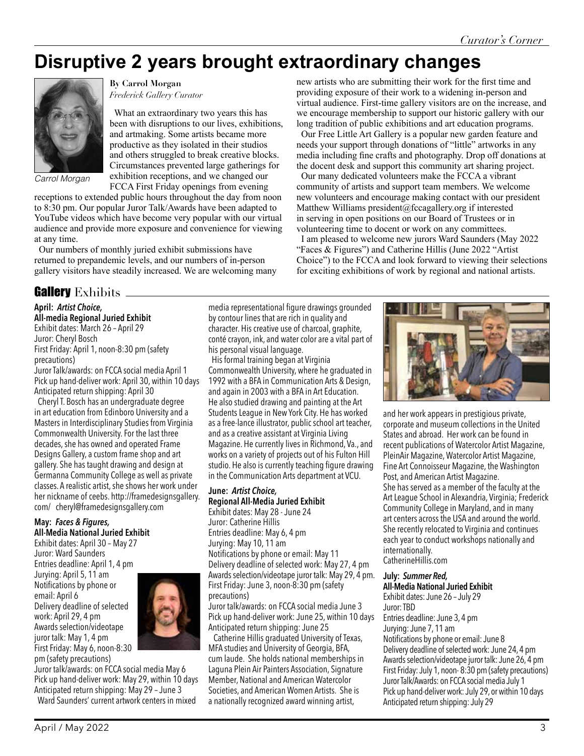# Disruptive 2 years brought extraordinary changes

Carrol Morgan

**By Carrol Morgan**
*Frederick Gallery Curator*

What an extraordinary two years this has been with disruptions to our lives, exhibitions, and artmaking. Some artists became more productive as they isolated in their studios and others struggled to break creative blocks. Circumstances prevented large gatherings for exhibition receptions, and we changed our FCCA First Friday openings from evening receptions to extended public hours throughout the day from noon to 8:30 pm. Our popular Juror Talk/Awards have been adapted to YouTube videos which have become very popular with our virtual audience and provide more exposure and convenience for viewing at any time.

Our numbers of monthly juried exhibit submissions have returned to prepandemic levels, and our numbers of in-person gallery visitors have steadily increased. We are welcoming many new artists who are submitting their work for the first time and providing exposure of their work to a widening in-person and virtual audience. First-time gallery visitors are on the increase, and we encourage membership to support our historic gallery with our long tradition of public exhibitions and art education programs.

Our Free Little Art Gallery is a popular new garden feature and needs your support through donations of "little" artworks in any media including fine crafts and photography. Drop off donations at the docent desk and support this community art sharing project.

Our many dedicated volunteers make the FCCA a vibrant community of artists and support team members. We welcome new volunteers and encourage making contact with our president Matthew Williams president@fccagallery.org if interested in serving in open positions on our Board of Trustees or in volunteering time to docent or work on any committees.

I am pleased to welcome new jurors Ward Saunders (May 2022 "Faces & Figures") and Catherine Hillis (June 2022 "Artist Choice") to the FCCA and look forward to viewing their selections for exciting exhibitions of work by regional and national artists.

## Gallery Exhibits

**April:** ***Artist Choice,***
**All-media Regional Juried Exhibit**
Exhibit dates: March 26 – April 29
Juror: Cheryl Bosch
First Friday: April 1, noon-8:30 pm (safety precautions)
Juror Talk/awards: on FCCA social media April 1
Pick up hand-deliver work: April 30, within 10 days
Anticipated return shipping: April 30

Cheryl T. Bosch has an undergraduate degree in art education from Edinboro University and a Masters in Interdisciplinary Studies from Virginia Commonwealth University. For the last three decades, she has owned and operated Frame Designs Gallery, a custom frame shop and art gallery. She has taught drawing and design at Germanna Community College as well as private classes. A realistic artist, she shows her work under her nickname of ceebs. http://framedesignsgallery.com/ cheryl@framedesignsgallery.com

**May:** ***Faces & Figures,***
**All-Media National Juried Exhibit**
Exhibit dates: April 30 – May 27
Juror: Ward Saunders
Entries deadline: April 1, 4 pm
Jurying: April 5, 11 am
Notifications by phone or email: April 6
Delivery deadline of selected work: April 29, 4 pm
Awards selection/videotape juror talk: May 1, 4 pm
First Friday: May 6, noon-8:30 pm (safety precautions)
Juror talk/awards: on FCCA social media May 6
Pick up hand-deliver work: May 29, within 10 days
Anticipated return shipping: May 29 – June 3

Ward Saunders' current artwork centers in mixed media representational figure drawings grounded by contour lines that are rich in quality and character. His creative use of charcoal, graphite, conté crayon, ink, and water color are a vital part of his personal visual language.

His formal training began at Virginia Commonwealth University, where he graduated in 1992 with a BFA in Communication Arts & Design, and again in 2003 with a BFA in Art Education. He also studied drawing and painting at the Art Students League in New York City. He has worked as a free-lance illustrator, public school art teacher, and as a creative assistant at Virginia Living Magazine. He currently lives in Richmond, Va., and works on a variety of projects out of his Fulton Hill studio. He also is currently teaching figure drawing in the Communication Arts department at VCU.

**June:** ***Artist Choice,***
**Regional All-Media Juried Exhibit**
Exhibit dates: May 28 - June 24
Juror: Catherine Hillis
Entries deadline: May 6, 4 pm
Jurying: May 10, 11 am
Notifications by phone or email: May 11
Delivery deadline of selected work: May 27, 4 pm
Awards selection/videotape juror talk: May 29, 4 pm.
First Friday: June 3, noon-8:30 pm (safety precautions)
Juror talk/awards: on FCCA social media June 3
Pick up hand-deliver work: June 25, within 10 days
Anticipated return shipping: June 25

Catherine Hillis graduated University of Texas, MFA studies and University of Georgia, BFA, cum laude. She holds national memberships in Laguna Plein Air Painters Association, Signature Member, National and American Watercolor Societies, and American Women Artists. She is a nationally recognized award winning artist, and her work appears in prestigious private, corporate and museum collections in the United States and abroad. Her work can be found in recent publications of Watercolor Artist Magazine, PleinAir Magazine, Watercolor Artist Magazine, Fine Art Connoisseur Magazine, the Washington Post, and American Artist Magazine.
She has served as a member of the faculty at the Art League School in Alexandria, Virginia; Frederick Community College in Maryland, and in many art centers across the USA and around the world. She recently relocated to Virginia and continues each year to conduct workshops nationally and internationally.
CatherineHillis.com

**July:** ***Summer Red,***
**All-Media National Juried Exhibit**
Exhibit dates: June 26 – July 29
Juror: TBD
Entries deadline: June 3, 4 pm
Jurying: June 7, 11 am
Notifications by phone or email: June 8
Delivery deadline of selected work: June 24, 4 pm
Awards selection/videotape juror talk: June 26, 4 pm
First Friday: July 1, noon- 8:30 pm (safety precautions)
Juror Talk/Awards: on FCCA social media July 1
Pick up hand-deliver work: July 29, or within 10 days
Anticipated return shipping: July 29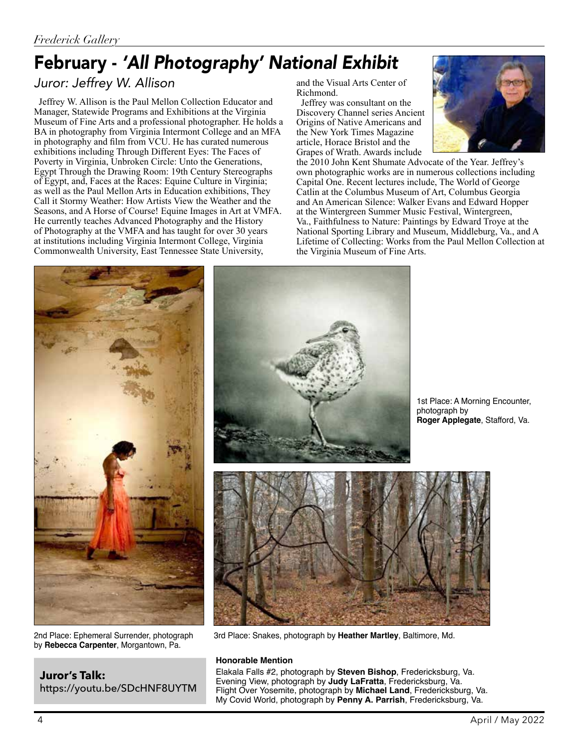## February - *'All Photography' National Exhibit*

*Juror: Jeffrey W. Allison*

Jeffrey W. Allison is the Paul Mellon Collection Educator and Manager, Statewide Programs and Exhibitions at the Virginia Museum of Fine Arts and a professional photographer. He holds a BA in photography from Virginia Intermont College and an MFA in photography and film from VCU. He has curated numerous exhibitions including Through Different Eyes: The Faces of Poverty in Virginia, Unbroken Circle: Unto the Generations, Egypt Through the Drawing Room: 19th Century Stereographs of Egypt, and, Faces at the Races: Equine Culture in Virginia; as well as the Paul Mellon Arts in Education exhibitions, They Call it Stormy Weather: How Artists View the Weather and the Seasons, and A Horse of Course! Equine Images in Art at VMFA. He currently teaches Advanced Photography and the History of Photography at the VMFA and has taught for over 30 years at institutions including Virginia Intermont College, Virginia Commonwealth University, East Tennessee State University, and the Visual Arts Center of Richmond.

Jeffrey was consultant on the Discovery Channel series Ancient Origins of Native Americans and the New York Times Magazine article, Horace Bristol and the Grapes of Wrath. Awards include the 2010 John Kent Shumate Advocate of the Year. Jeffrey's own photographic works are in numerous collections including Capital One. Recent lectures include, The World of George Catlin at the Columbus Museum of Art, Columbus Georgia and An American Silence: Walker Evans and Edward Hopper at the Wintergreen Summer Music Festival, Wintergreen, Va., Faithfulness to Nature: Paintings by Edward Troye at the National Sporting Library and Museum, Middleburg, Va., and A Lifetime of Collecting: Works from the Paul Mellon Collection at the Virginia Museum of Fine Arts.

1st Place: A Morning Encounter, photograph by **Roger Applegate**, Stafford, Va.

2nd Place: Ephemeral Surrender, photograph by **Rebecca Carpenter**, Morgantown, Pa.

3rd Place: Snakes, photograph by **Heather Martley**, Baltimore, Md.

**Honorable Mention**

Elakala Falls #2, photograph by **Steven Bishop**, Fredericksburg, Va.
Evening View, photograph by **Judy LaFratta**, Fredericksburg, Va.
Flight Over Yosemite, photograph by **Michael Land**, Fredericksburg, Va.
My Covid World, photograph by **Penny A. Parrish**, Fredericksburg, Va.

**Juror's Talk:**
https://youtu.be/SDcHNF8UYTM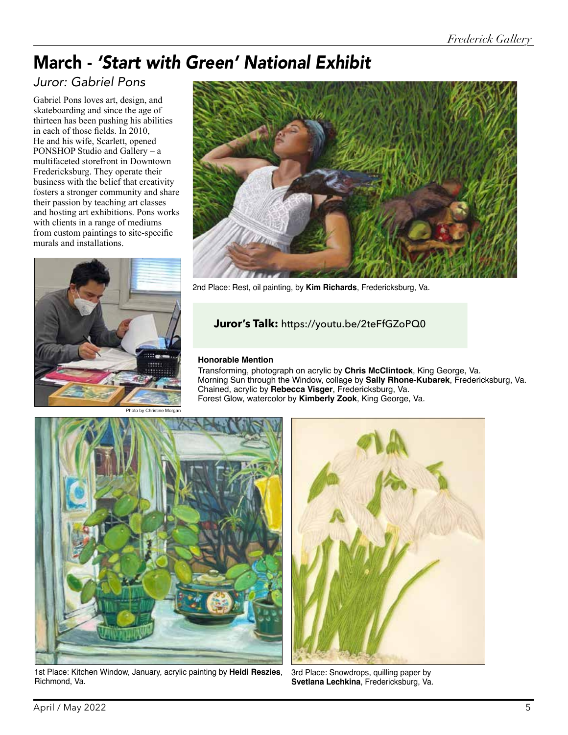# March - *'Start with Green' National Exhibit*

## *Juror: Gabriel Pons*

Gabriel Pons loves art, design, and skateboarding and since the age of thirteen has been pushing his abilities in each of those fields. In 2010, He and his wife, Scarlett, opened PONSHOP Studio and Gallery – a multifaceted storefront in Downtown Fredericksburg. They operate their business with the belief that creativity fosters a stronger community and share their passion by teaching art classes and hosting art exhibitions. Pons works with clients in a range of mediums from custom paintings to site-specific murals and installations.

Photo by Christine Morgan

2nd Place: Rest, oil painting, by **Kim Richards**, Fredericksburg, Va.

**Juror's Talk:** https://youtu.be/2teFfGZoPQ0

**Honorable Mention**

Transforming, photograph on acrylic by **Chris McClintock**, King George, Va.
Morning Sun through the Window, collage by **Sally Rhone-Kubarek**, Fredericksburg, Va.
Chained, acrylic by **Rebecca Visger**, Fredericksburg, Va.
Forest Glow, watercolor by **Kimberly Zook**, King George, Va.

1st Place: Kitchen Window, January, acrylic painting by **Heidi Reszies**, Richmond, Va.

3rd Place: Snowdrops, quilling paper by **Svetlana Lechkina**, Fredericksburg, Va.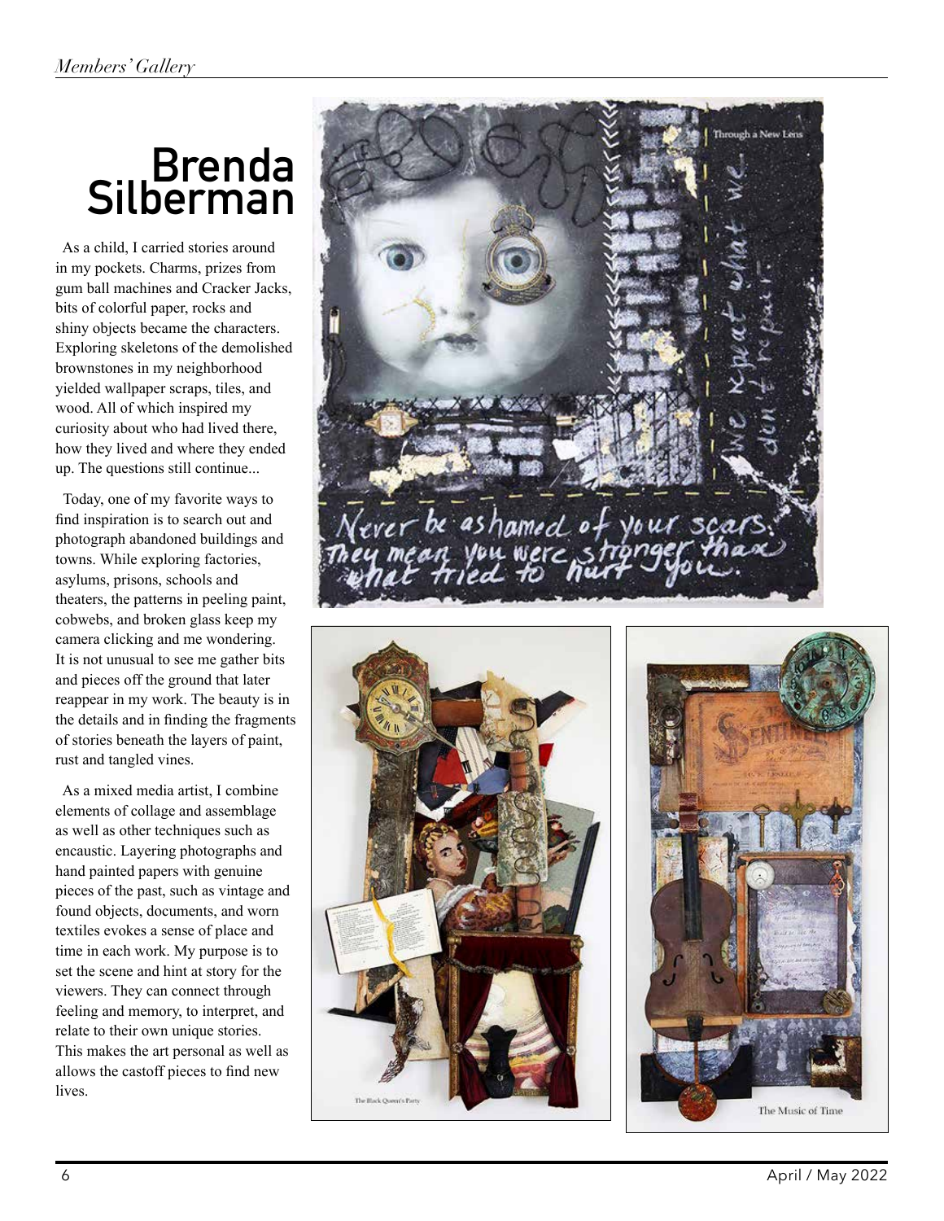# Brenda Silberman

As a child, I carried stories around in my pockets. Charms, prizes from gum ball machines and Cracker Jacks, bits of colorful paper, rocks and shiny objects became the characters. Exploring skeletons of the demolished brownstones in my neighborhood yielded wallpaper scraps, tiles, and wood. All of which inspired my curiosity about who had lived there, how they lived and where they ended up. The questions still continue...

Today, one of my favorite ways to find inspiration is to search out and photograph abandoned buildings and towns. While exploring factories, asylums, prisons, schools and theaters, the patterns in peeling paint, cobwebs, and broken glass keep my camera clicking and me wondering. It is not unusual to see me gather bits and pieces off the ground that later reappear in my work. The beauty is in the details and in finding the fragments of stories beneath the layers of paint, rust and tangled vines.

As a mixed media artist, I combine elements of collage and assemblage as well as other techniques such as encaustic. Layering photographs and hand painted papers with genuine pieces of the past, such as vintage and found objects, documents, and worn textiles evokes a sense of place and time in each work. My purpose is to set the scene and hint at story for the viewers. They can connect through feeling and memory, to interpret, and relate to their own unique stories. This makes the art personal as well as allows the castoff pieces to find new lives.

Through a New Lens

The Black Queen's Party

The Music of Time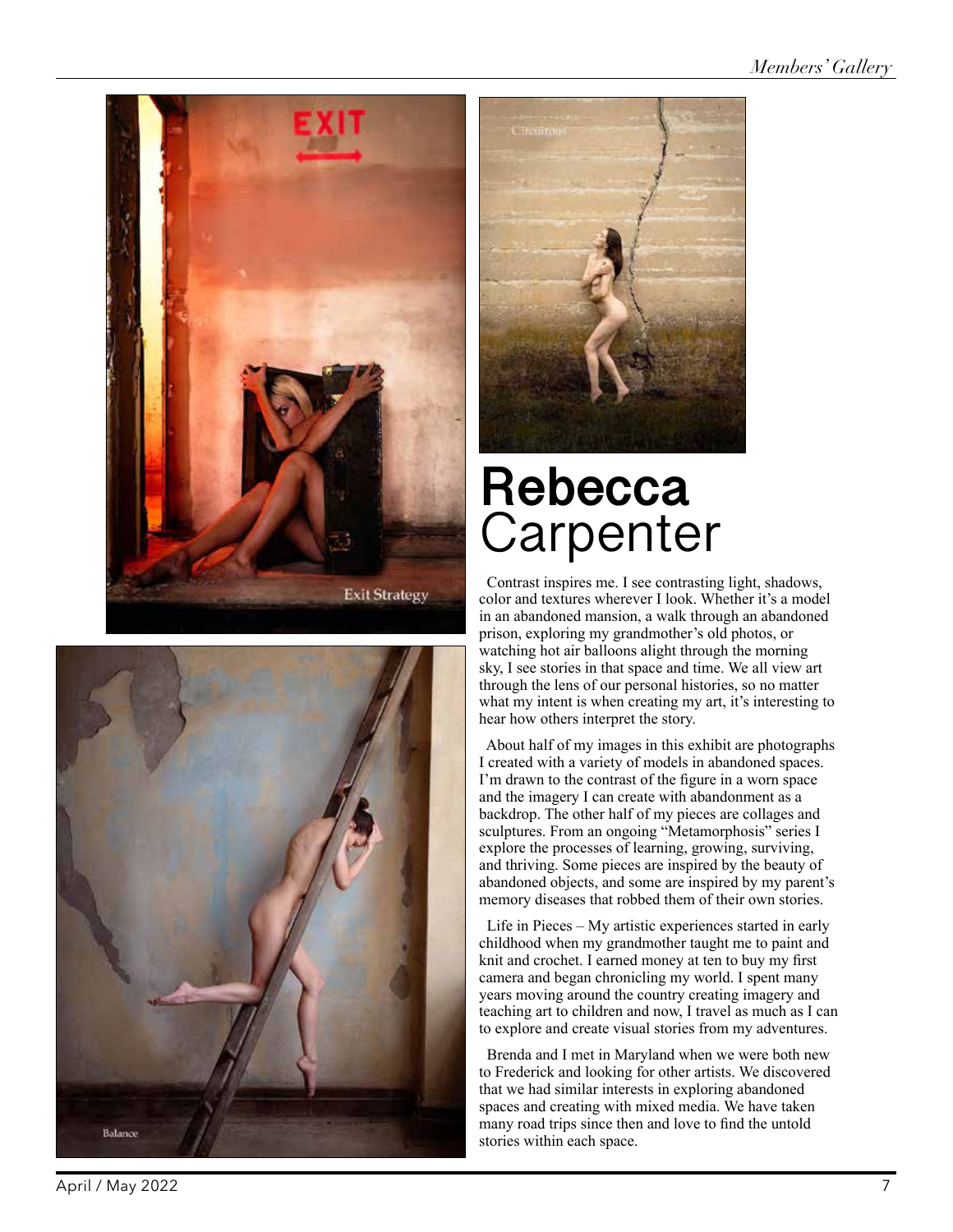# **Rebecca** Carpenter

Contrast inspires me. I see contrasting light, shadows, color and textures wherever I look. Whether it's a model in an abandoned mansion, a walk through an abandoned prison, exploring my grandmother's old photos, or watching hot air balloons alight through the morning sky, I see stories in that space and time. We all view art through the lens of our personal histories, so no matter what my intent is when creating my art, it's interesting to hear how others interpret the story.

About half of my images in this exhibit are photographs I created with a variety of models in abandoned spaces. I'm drawn to the contrast of the figure in a worn space and the imagery I can create with abandonment as a backdrop. The other half of my pieces are collages and sculptures. From an ongoing "Metamorphosis" series I explore the processes of learning, growing, surviving, and thriving. Some pieces are inspired by the beauty of abandoned objects, and some are inspired by my parent's memory diseases that robbed them of their own stories.

Life in Pieces – My artistic experiences started in early childhood when my grandmother taught me to paint and knit and crochet. I earned money at ten to buy my first camera and began chronicling my world. I spent many years moving around the country creating imagery and teaching art to children and now, I travel as much as I can to explore and create visual stories from my adventures.

Brenda and I met in Maryland when we were both new to Frederick and looking for other artists. We discovered that we had similar interests in exploring abandoned spaces and creating with mixed media. We have taken many road trips since then and love to find the untold stories within each space.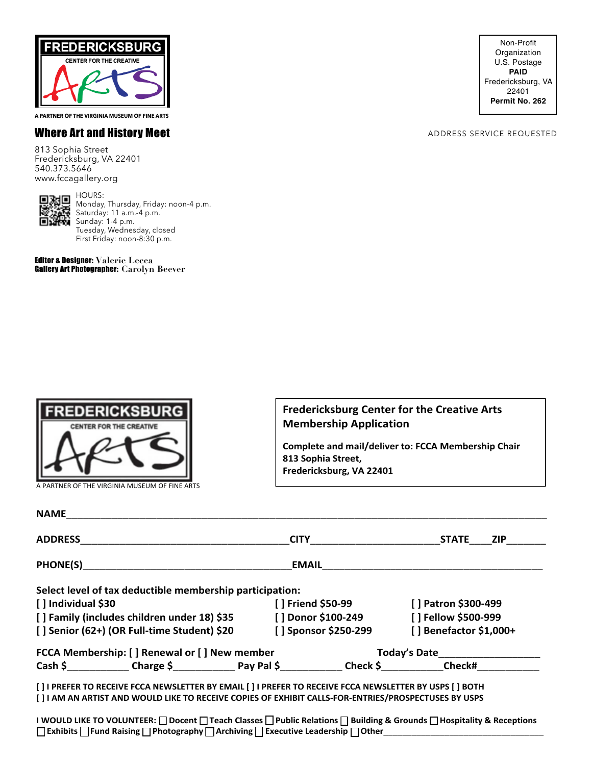FREDERICKSBURG CENTER FOR THE CREATIVE ARTS

A PARTNER OF THE VIRGINIA MUSEUM OF FINE ARTS

## Where Art and History Meet

813 Sophia Street
Fredericksburg, VA 22401
540.373.5646
www.fccagallery.org

HOURS:
Monday, Thursday, Friday: noon-4 p.m.
Saturday: 11 a.m.-4 p.m.
Sunday: 1-4 p.m.
Tuesday, Wednesday, closed
First Friday: noon-8:30 p.m.

**Editor & Designer:** Valerie Lecea
**Gallery Art Photographer:** Carolyn Beever

Non-Profit Organization
U.S. Postage
**PAID**
Fredericksburg, VA 22401
**Permit No. 262**

ADDRESS SERVICE REQUESTED

FREDERICKSBURG CENTER FOR THE CREATIVE ARTS

A PARTNER OF THE VIRGINIA MUSEUM OF FINE ARTS

## Fredericksburg Center for the Creative Arts Membership Application

**Complete and mail/deliver to: FCCA Membership Chair**
**813 Sophia Street,**
**Fredericksburg, VA 22401**

**NAME**______________________________________________________________________________

**ADDRESS**_____________________________________**CITY**______________________**STATE**____**ZIP**_______

**PHONE(S)**____________________________________**EMAIL**________________________________________

**Select level of tax deductible membership participation:**

| | | |
|---|---|---|
| [ ] Individual $30 | [ ] Friend $50-99 | [ ] Patron $300-499 |
| [ ] Family (includes children under 18) $35 | [ ] Donor $100-249 | [ ] Fellow $500-999 |
| [ ] Senior (62+) (OR Full-time Student) $20 | [ ] Sponsor $250-299 | [ ] Benefactor $1,000+ |

**FCCA Membership: [ ] Renewal or [ ] New member** **Today's Date**__________________

**Cash $**___________ **Charge $**___________ **Pay Pal $**___________ **Check $**___________**Check#**___________

**[ ] I PREFER TO RECEIVE FCCA NEWSLETTER BY EMAIL [ ] I PREFER TO RECEIVE FCCA NEWSLETTER BY USPS [ ] BOTH**
**[ ] I AM AN ARTIST AND WOULD LIKE TO RECEIVE COPIES OF EXHIBIT CALLS-FOR-ENTRIES/PROSPECTUSES BY USPS**

**I WOULD LIKE TO VOLUNTEER: ☐ Docent ☐ Teach Classes ☐ Public Relations ☐ Building & Grounds ☐ Hospitality & Receptions ☐ Exhibits ☐ Fund Raising ☐ Photography ☐ Archiving ☐ Executive Leadership ☐ Other**_________________________________